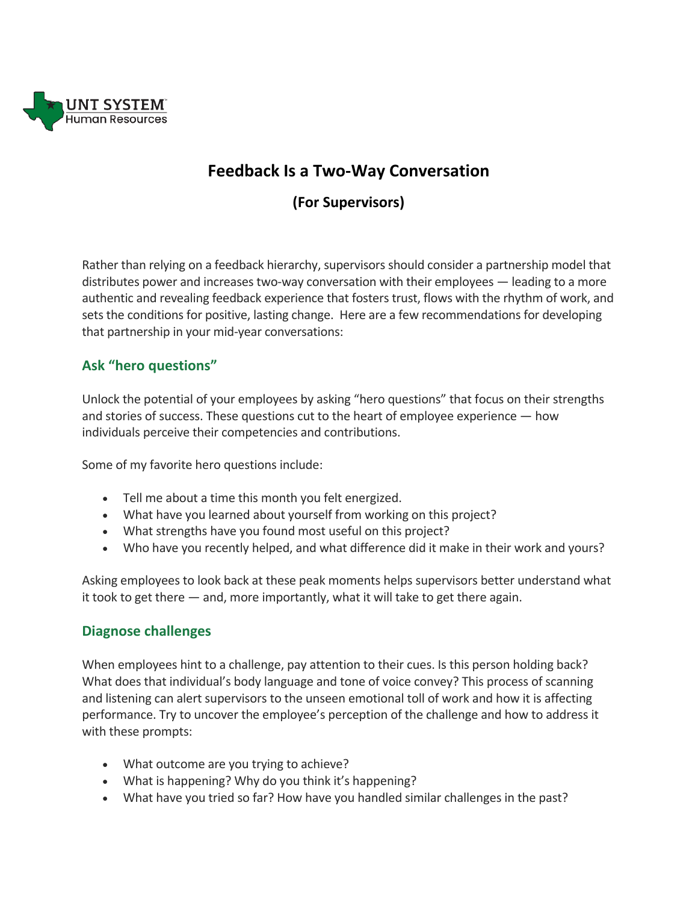# Feedback Is a Two-Way Conversation

## (For Supervisors)

Rather than relying on a feedback hierarchy, supervisors should consider a partnership model that distributes power and increases two-way conversation with their employees — leading to a more authentic and revealing feedback experience that fosters trust, flows with the rhythm of work, and sets the conditions for positive, lasting change. Here are a few recommendations for developing that partnership in your mid-year conversations:

### Ask "hero questions"

Unlock the potential of your employees by asking "hero questions" that focus on their strengths and stories of success. These questions cut to the heart of employee experience — how individuals perceive their competencies and contributions.

Some of my favorite hero questions include:

- Tell me about a time this month you felt energized.
- What have you learned about yourself from working on this project?
- What strengths have you found most useful on this project?
- Who have you recently helped, and what difference did it make in their work and yours?

Asking employees to look back at these peak moments helps supervisors better understand what it took to get there — and, more importantly, what it will take to get there again.

### Diagnose challenges

When employees hint to a challenge, pay attention to their cues. Is this person holding back? What does that individual's body language and tone of voice convey? This process of scanning and listening can alert supervisors to the unseen emotional toll of work and how it is affecting performance. Try to uncover the employee's perception of the challenge and how to address it with these prompts:

- What outcome are you trying to achieve?
- What is happening? Why do you think it's happening?
- What have you tried so far? How have you handled similar challenges in the past?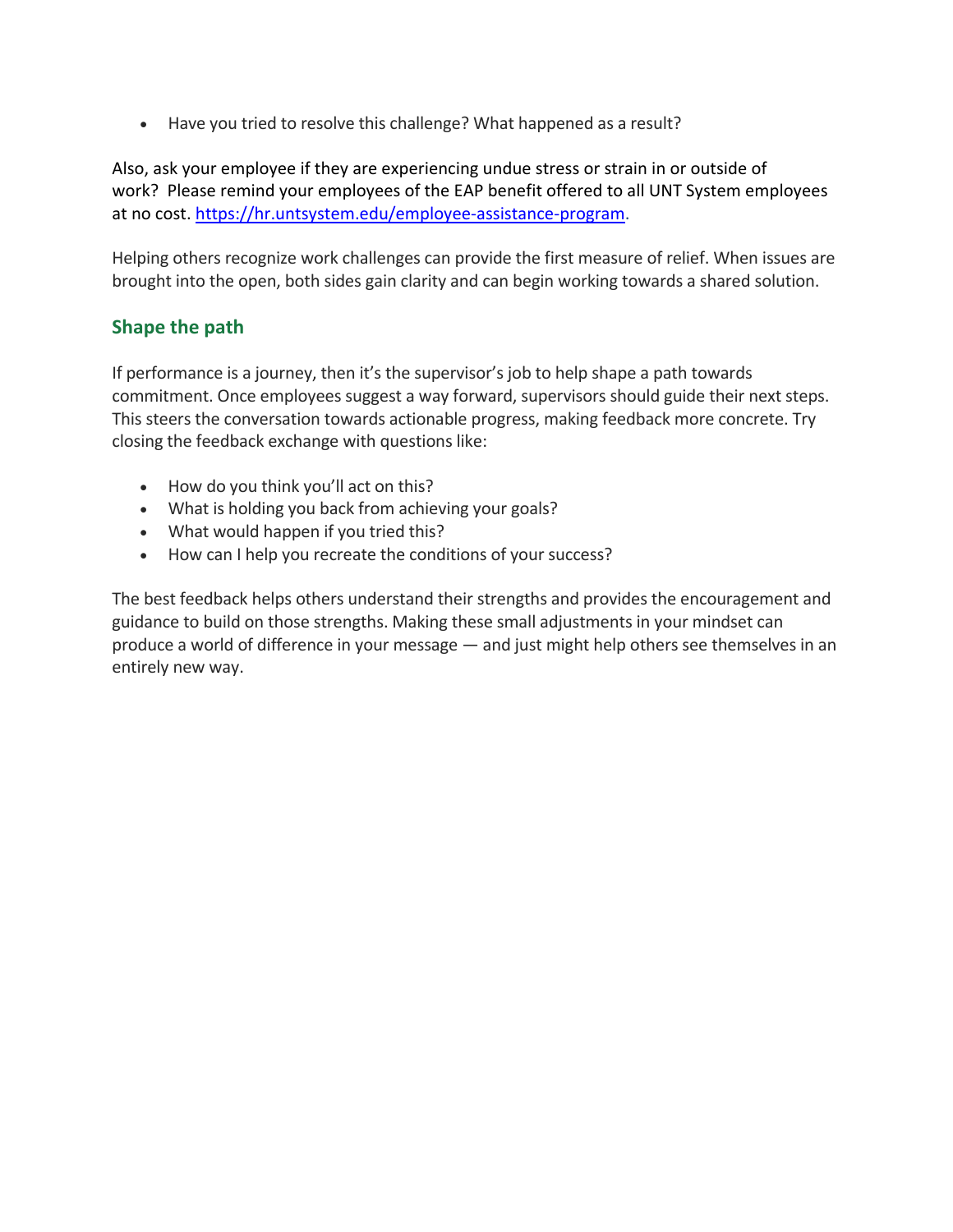- Have you tried to resolve this challenge? What happened as a result?

Also, ask your employee if they are experiencing undue stress or strain in or outside of work? Please remind your employees of the EAP benefit offered to all UNT System employees at no cost. https://hr.untsystem.edu/employee-assistance-program.

Helping others recognize work challenges can provide the first measure of relief. When issues are brought into the open, both sides gain clarity and can begin working towards a shared solution.

## Shape the path

If performance is a journey, then it's the supervisor's job to help shape a path towards commitment. Once employees suggest a way forward, supervisors should guide their next steps. This steers the conversation towards actionable progress, making feedback more concrete. Try closing the feedback exchange with questions like:

- How do you think you'll act on this?
- What is holding you back from achieving your goals?
- What would happen if you tried this?
- How can I help you recreate the conditions of your success?

The best feedback helps others understand their strengths and provides the encouragement and guidance to build on those strengths. Making these small adjustments in your mindset can produce a world of difference in your message — and just might help others see themselves in an entirely new way.